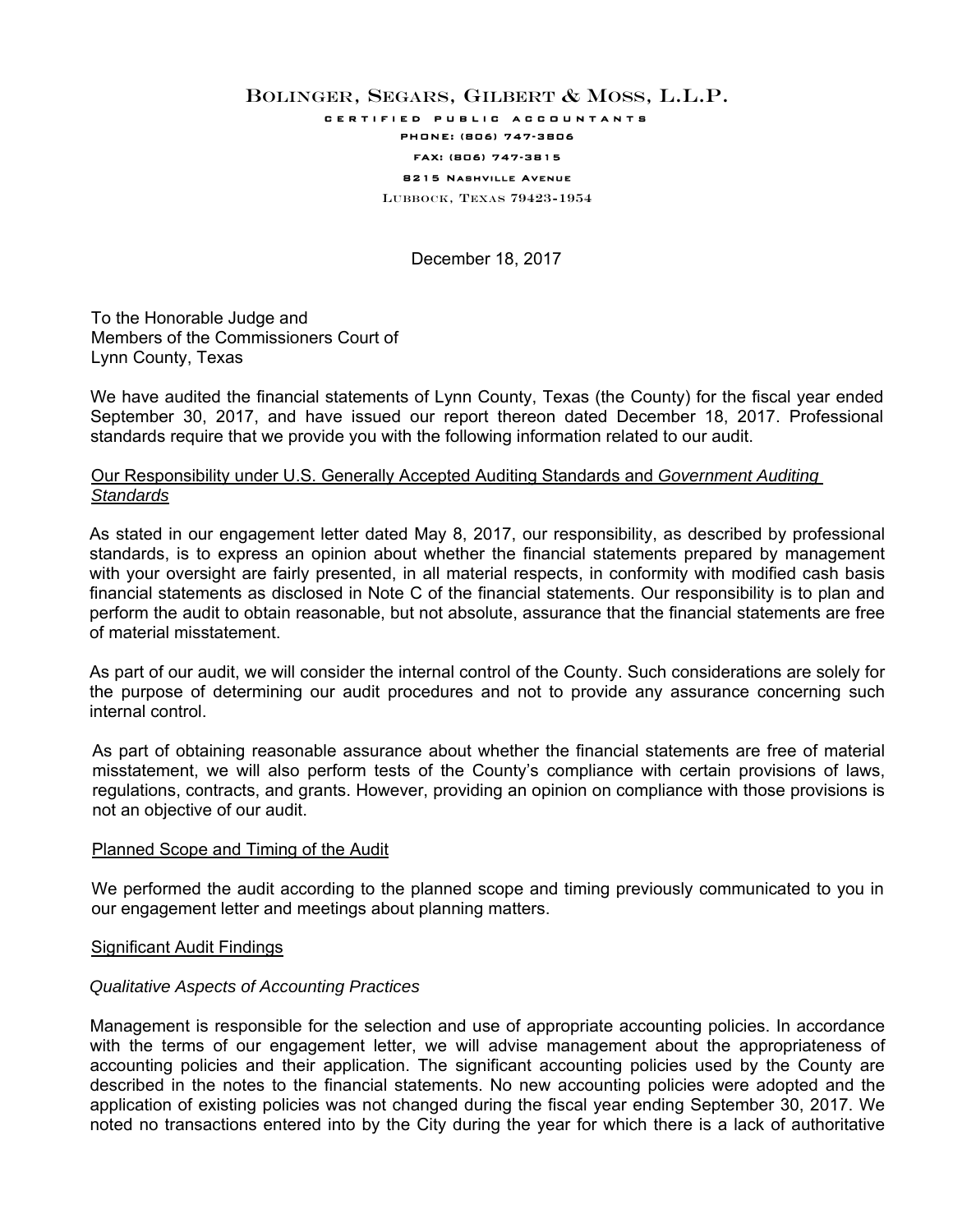Bolinger, Segars, Gilbert & Moss, L.L.P.

CERTIFIED PUBLIC ACCOUNTANTS

PHONE: (806) 747-3806

FAX: (806) 747-3815

8215 NASHVILLE AVENUE

LUBBOCK, TEXAS 79423-1954

December 18, 2017

To the Honorable Judge and
Members of the Commissioners Court of
Lynn County, Texas

We have audited the financial statements of Lynn County, Texas (the County) for the fiscal year ended September 30, 2017, and have issued our report thereon dated December 18, 2017. Professional standards require that we provide you with the following information related to our audit.

<u>Our Responsibility under U.S. Generally Accepted Auditing Standards and *Government Auditing Standards*</u>

As stated in our engagement letter dated May 8, 2017, our responsibility, as described by professional standards, is to express an opinion about whether the financial statements prepared by management with your oversight are fairly presented, in all material respects, in conformity with modified cash basis financial statements as disclosed in Note C of the financial statements. Our responsibility is to plan and perform the audit to obtain reasonable, but not absolute, assurance that the financial statements are free of material misstatement.

As part of our audit, we will consider the internal control of the County. Such considerations are solely for the purpose of determining our audit procedures and not to provide any assurance concerning such internal control.

As part of obtaining reasonable assurance about whether the financial statements are free of material misstatement, we will also perform tests of the County's compliance with certain provisions of laws, regulations, contracts, and grants. However, providing an opinion on compliance with those provisions is not an objective of our audit.

<u>Planned Scope and Timing of the Audit</u>

We performed the audit according to the planned scope and timing previously communicated to you in our engagement letter and meetings about planning matters.

<u>Significant Audit Findings</u>

*Qualitative Aspects of Accounting Practices*

Management is responsible for the selection and use of appropriate accounting policies. In accordance with the terms of our engagement letter, we will advise management about the appropriateness of accounting policies and their application. The significant accounting policies used by the County are described in the notes to the financial statements. No new accounting policies were adopted and the application of existing policies was not changed during the fiscal year ending September 30, 2017. We noted no transactions entered into by the City during the year for which there is a lack of authoritative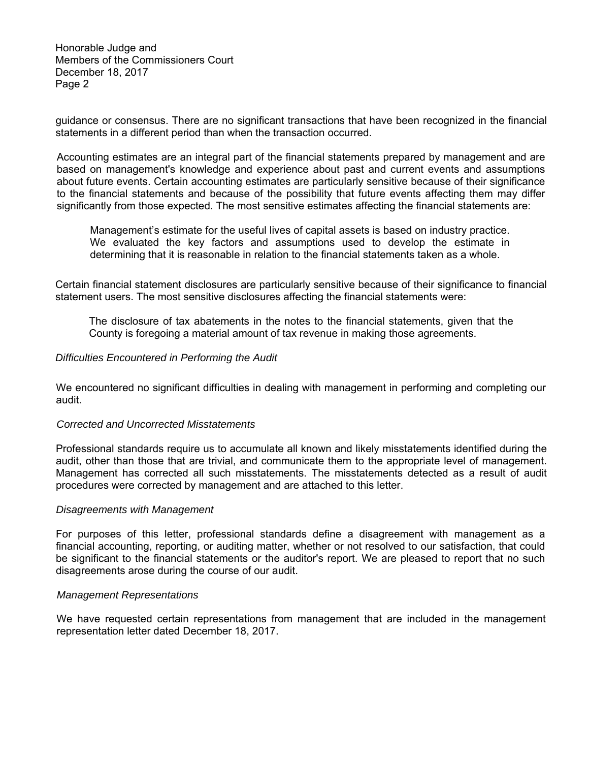guidance or consensus. There are no significant transactions that have been recognized in the financial statements in a different period than when the transaction occurred.

Accounting estimates are an integral part of the financial statements prepared by management and are based on management's knowledge and experience about past and current events and assumptions about future events. Certain accounting estimates are particularly sensitive because of their significance to the financial statements and because of the possibility that future events affecting them may differ significantly from those expected. The most sensitive estimates affecting the financial statements are:

> Management's estimate for the useful lives of capital assets is based on industry practice. We evaluated the key factors and assumptions used to develop the estimate in determining that it is reasonable in relation to the financial statements taken as a whole.

Certain financial statement disclosures are particularly sensitive because of their significance to financial statement users. The most sensitive disclosures affecting the financial statements were:

> The disclosure of tax abatements in the notes to the financial statements, given that the County is foregoing a material amount of tax revenue in making those agreements.

*Difficulties Encountered in Performing the Audit*

We encountered no significant difficulties in dealing with management in performing and completing our audit.

*Corrected and Uncorrected Misstatements*

Professional standards require us to accumulate all known and likely misstatements identified during the audit, other than those that are trivial, and communicate them to the appropriate level of management. Management has corrected all such misstatements. The misstatements detected as a result of audit procedures were corrected by management and are attached to this letter.

*Disagreements with Management*

For purposes of this letter, professional standards define a disagreement with management as a financial accounting, reporting, or auditing matter, whether or not resolved to our satisfaction, that could be significant to the financial statements or the auditor's report. We are pleased to report that no such disagreements arose during the course of our audit.

*Management Representations*

We have requested certain representations from management that are included in the management representation letter dated December 18, 2017.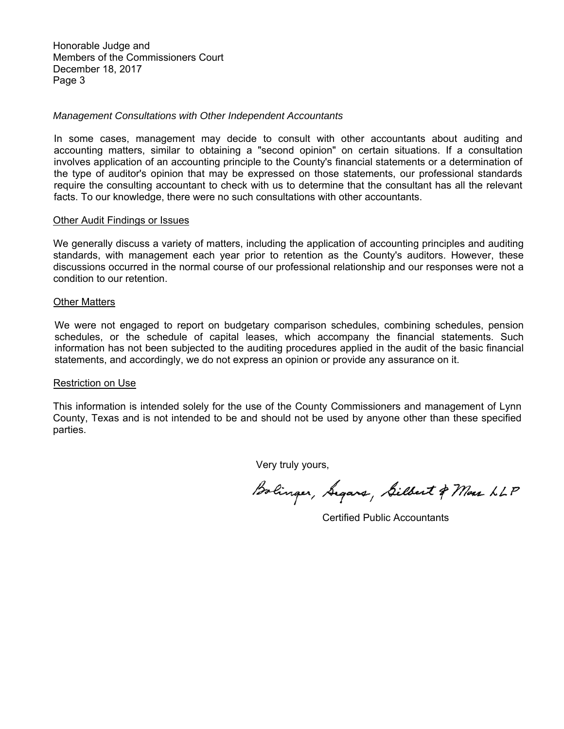Honorable Judge and
Members of the Commissioners Court
December 18, 2017
Page 3

*Management Consultations with Other Independent Accountants*

In some cases, management may decide to consult with other accountants about auditing and accounting matters, similar to obtaining a "second opinion" on certain situations. If a consultation involves application of an accounting principle to the County's financial statements or a determination of the type of auditor's opinion that may be expressed on those statements, our professional standards require the consulting accountant to check with us to determine that the consultant has all the relevant facts. To our knowledge, there were no such consultations with other accountants.

<u>Other Audit Findings or Issues</u>

We generally discuss a variety of matters, including the application of accounting principles and auditing standards, with management each year prior to retention as the County's auditors. However, these discussions occurred in the normal course of our professional relationship and our responses were not a condition to our retention.

<u>Other Matters</u>

We were not engaged to report on budgetary comparison schedules, combining schedules, pension schedules, or the schedule of capital leases, which accompany the financial statements. Such information has not been subjected to the auditing procedures applied in the audit of the basic financial statements, and accordingly, we do not express an opinion or provide any assurance on it.

<u>Restriction on Use</u>

This information is intended solely for the use of the County Commissioners and management of Lynn County, Texas and is not intended to be and should not be used by anyone other than these specified parties.

Very truly yours,

Bolinger, Segars, Gilbert & Moss LLP

Certified Public Accountants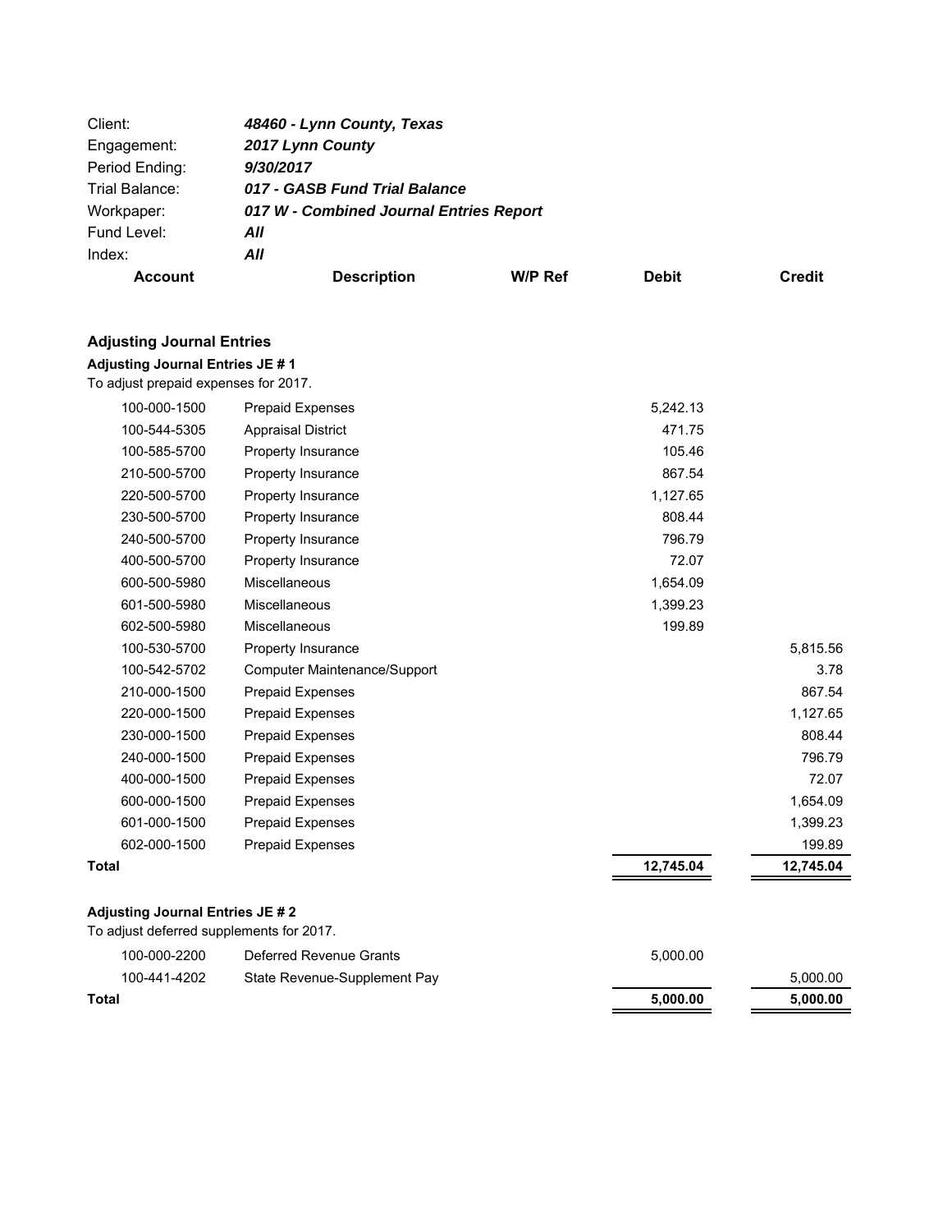| | |
|---|---|
| Client: | ***48460 - Lynn County, Texas*** |
| Engagement: | ***2017 Lynn County*** |
| Period Ending: | ***9/30/2017*** |
| Trial Balance: | ***017 - GASB Fund Trial Balance*** |
| Workpaper: | ***017 W - Combined Journal Entries Report*** |
| Fund Level: | ***All*** |
| Index: | ***All*** |

## Adjusting Journal Entries

### Adjusting Journal Entries JE # 1

To adjust prepaid expenses for 2017.

| Account | Description | W/P Ref | Debit | Credit |
|---|---|---|---|---|
| 100-000-1500 | Prepaid Expenses | | 5,242.13 | |
| 100-544-5305 | Appraisal District | | 471.75 | |
| 100-585-5700 | Property Insurance | | 105.46 | |
| 210-500-5700 | Property Insurance | | 867.54 | |
| 220-500-5700 | Property Insurance | | 1,127.65 | |
| 230-500-5700 | Property Insurance | | 808.44 | |
| 240-500-5700 | Property Insurance | | 796.79 | |
| 400-500-5700 | Property Insurance | | 72.07 | |
| 600-500-5980 | Miscellaneous | | 1,654.09 | |
| 601-500-5980 | Miscellaneous | | 1,399.23 | |
| 602-500-5980 | Miscellaneous | | 199.89 | |
| 100-530-5700 | Property Insurance | | | 5,815.56 |
| 100-542-5702 | Computer Maintenance/Support | | | 3.78 |
| 210-000-1500 | Prepaid Expenses | | | 867.54 |
| 220-000-1500 | Prepaid Expenses | | | 1,127.65 |
| 230-000-1500 | Prepaid Expenses | | | 808.44 |
| 240-000-1500 | Prepaid Expenses | | | 796.79 |
| 400-000-1500 | Prepaid Expenses | | | 72.07 |
| 600-000-1500 | Prepaid Expenses | | | 1,654.09 |
| 601-000-1500 | Prepaid Expenses | | | 1,399.23 |
| 602-000-1500 | Prepaid Expenses | | | 199.89 |
| **Total** | | | **12,745.04** | **12,745.04** |

### Adjusting Journal Entries JE # 2

To adjust deferred supplements for 2017.

| Account | Description | W/P Ref | Debit | Credit |
|---|---|---|---|---|
| 100-000-2200 | Deferred Revenue Grants | | 5,000.00 | |
| 100-441-4202 | State Revenue-Supplement Pay | | | 5,000.00 |
| **Total** | | | **5,000.00** | **5,000.00** |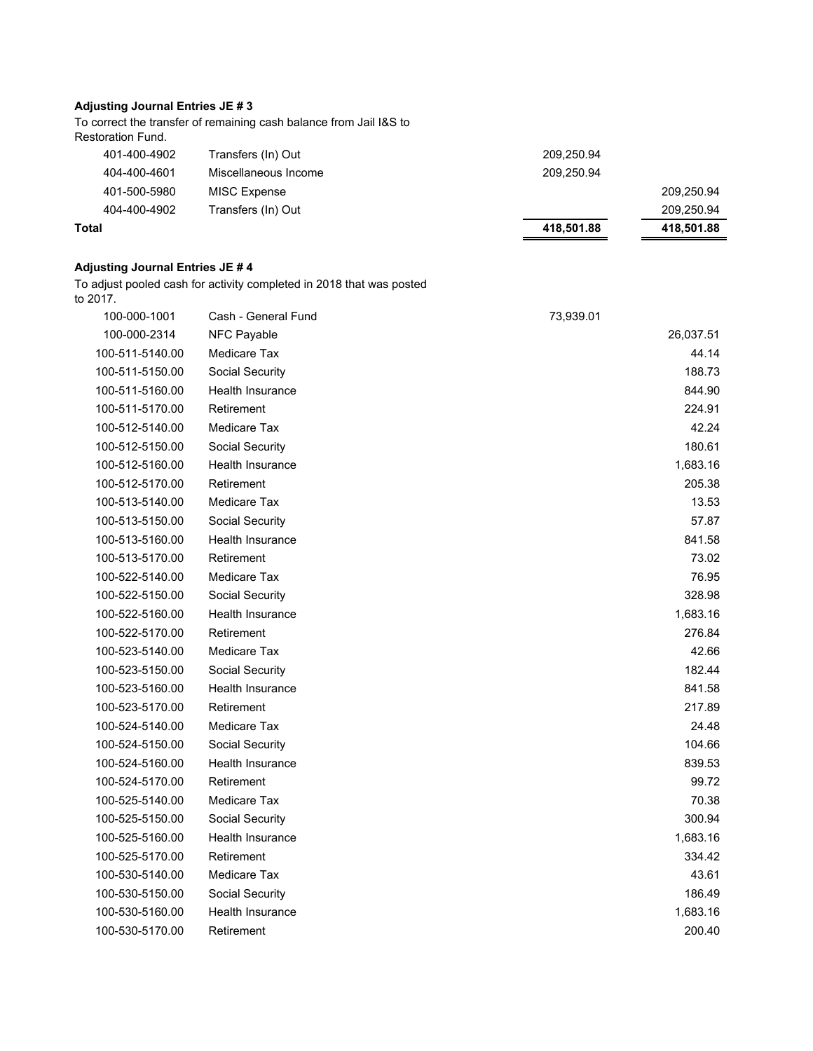**Adjusting Journal Entries JE # 3**

To correct the transfer of remaining cash balance from Jail I&S to Restoration Fund.

| Account | Description | Debit | Credit |
|---|---|---|---|
| 401-400-4902 | Transfers (In) Out | 209,250.94 | |
| 404-400-4601 | Miscellaneous Income | 209,250.94 | |
| 401-500-5980 | MISC Expense | | 209,250.94 |
| 404-400-4902 | Transfers (In) Out | | 209,250.94 |
| **Total** | | **418,501.88** | **418,501.88** |

**Adjusting Journal Entries JE # 4**

To adjust pooled cash for activity completed in 2018 that was posted to 2017.

| Account | Description | Debit | Credit |
|---|---|---|---|
| 100-000-1001 | Cash - General Fund | 73,939.01 | |
| 100-000-2314 | NFC Payable | | 26,037.51 |
| 100-511-5140.00 | Medicare Tax | | 44.14 |
| 100-511-5150.00 | Social Security | | 188.73 |
| 100-511-5160.00 | Health Insurance | | 844.90 |
| 100-511-5170.00 | Retirement | | 224.91 |
| 100-512-5140.00 | Medicare Tax | | 42.24 |
| 100-512-5150.00 | Social Security | | 180.61 |
| 100-512-5160.00 | Health Insurance | | 1,683.16 |
| 100-512-5170.00 | Retirement | | 205.38 |
| 100-513-5140.00 | Medicare Tax | | 13.53 |
| 100-513-5150.00 | Social Security | | 57.87 |
| 100-513-5160.00 | Health Insurance | | 841.58 |
| 100-513-5170.00 | Retirement | | 73.02 |
| 100-522-5140.00 | Medicare Tax | | 76.95 |
| 100-522-5150.00 | Social Security | | 328.98 |
| 100-522-5160.00 | Health Insurance | | 1,683.16 |
| 100-522-5170.00 | Retirement | | 276.84 |
| 100-523-5140.00 | Medicare Tax | | 42.66 |
| 100-523-5150.00 | Social Security | | 182.44 |
| 100-523-5160.00 | Health Insurance | | 841.58 |
| 100-523-5170.00 | Retirement | | 217.89 |
| 100-524-5140.00 | Medicare Tax | | 24.48 |
| 100-524-5150.00 | Social Security | | 104.66 |
| 100-524-5160.00 | Health Insurance | | 839.53 |
| 100-524-5170.00 | Retirement | | 99.72 |
| 100-525-5140.00 | Medicare Tax | | 70.38 |
| 100-525-5150.00 | Social Security | | 300.94 |
| 100-525-5160.00 | Health Insurance | | 1,683.16 |
| 100-525-5170.00 | Retirement | | 334.42 |
| 100-530-5140.00 | Medicare Tax | | 43.61 |
| 100-530-5150.00 | Social Security | | 186.49 |
| 100-530-5160.00 | Health Insurance | | 1,683.16 |
| 100-530-5170.00 | Retirement | | 200.40 |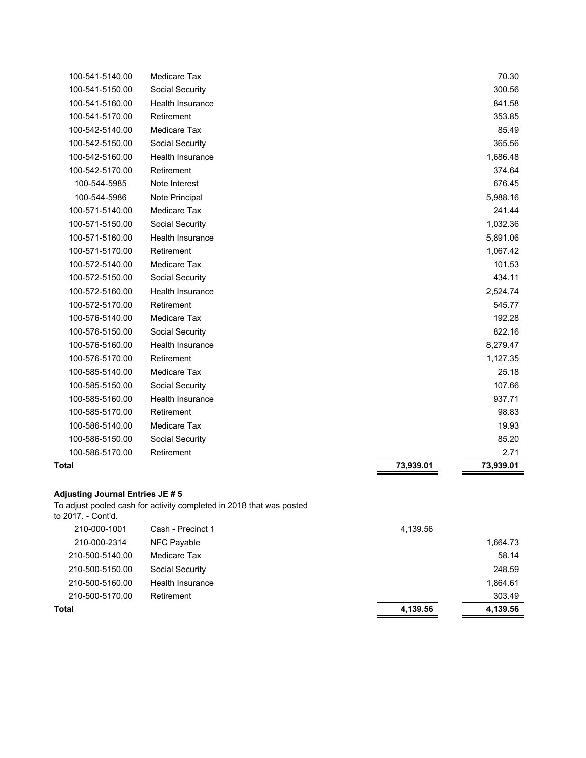| Account | Description | Debit | Credit |
|---|---|---|---|
| 100-541-5140.00 | Medicare Tax | | 70.30 |
| 100-541-5150.00 | Social Security | | 300.56 |
| 100-541-5160.00 | Health Insurance | | 841.58 |
| 100-541-5170.00 | Retirement | | 353.85 |
| 100-542-5140.00 | Medicare Tax | | 85.49 |
| 100-542-5150.00 | Social Security | | 365.56 |
| 100-542-5160.00 | Health Insurance | | 1,686.48 |
| 100-542-5170.00 | Retirement | | 374.64 |
| 100-544-5985 | Note Interest | | 676.45 |
| 100-544-5986 | Note Principal | | 5,988.16 |
| 100-571-5140.00 | Medicare Tax | | 241.44 |
| 100-571-5150.00 | Social Security | | 1,032.36 |
| 100-571-5160.00 | Health Insurance | | 5,891.06 |
| 100-571-5170.00 | Retirement | | 1,067.42 |
| 100-572-5140.00 | Medicare Tax | | 101.53 |
| 100-572-5150.00 | Social Security | | 434.11 |
| 100-572-5160.00 | Health Insurance | | 2,524.74 |
| 100-572-5170.00 | Retirement | | 545.77 |
| 100-576-5140.00 | Medicare Tax | | 192.28 |
| 100-576-5150.00 | Social Security | | 822.16 |
| 100-576-5160.00 | Health Insurance | | 8,279.47 |
| 100-576-5170.00 | Retirement | | 1,127.35 |
| 100-585-5140.00 | Medicare Tax | | 25.18 |
| 100-585-5150.00 | Social Security | | 107.66 |
| 100-585-5160.00 | Health Insurance | | 937.71 |
| 100-585-5170.00 | Retirement | | 98.83 |
| 100-586-5140.00 | Medicare Tax | | 19.93 |
| 100-586-5150.00 | Social Security | | 85.20 |
| 100-586-5170.00 | Retirement | | 2.71 |
| **Total** | | **73,939.01** | **73,939.01** |

**Adjusting Journal Entries JE # 5**

To adjust pooled cash for activity completed in 2018 that was posted to 2017. - Cont'd.

| Account | Description | Debit | Credit |
|---|---|---|---|
| 210-000-1001 | Cash - Precinct 1 | 4,139.56 | |
| 210-000-2314 | NFC Payable | | 1,664.73 |
| 210-500-5140.00 | Medicare Tax | | 58.14 |
| 210-500-5150.00 | Social Security | | 248.59 |
| 210-500-5160.00 | Health Insurance | | 1,864.61 |
| 210-500-5170.00 | Retirement | | 303.49 |
| **Total** | | **4,139.56** | **4,139.56** |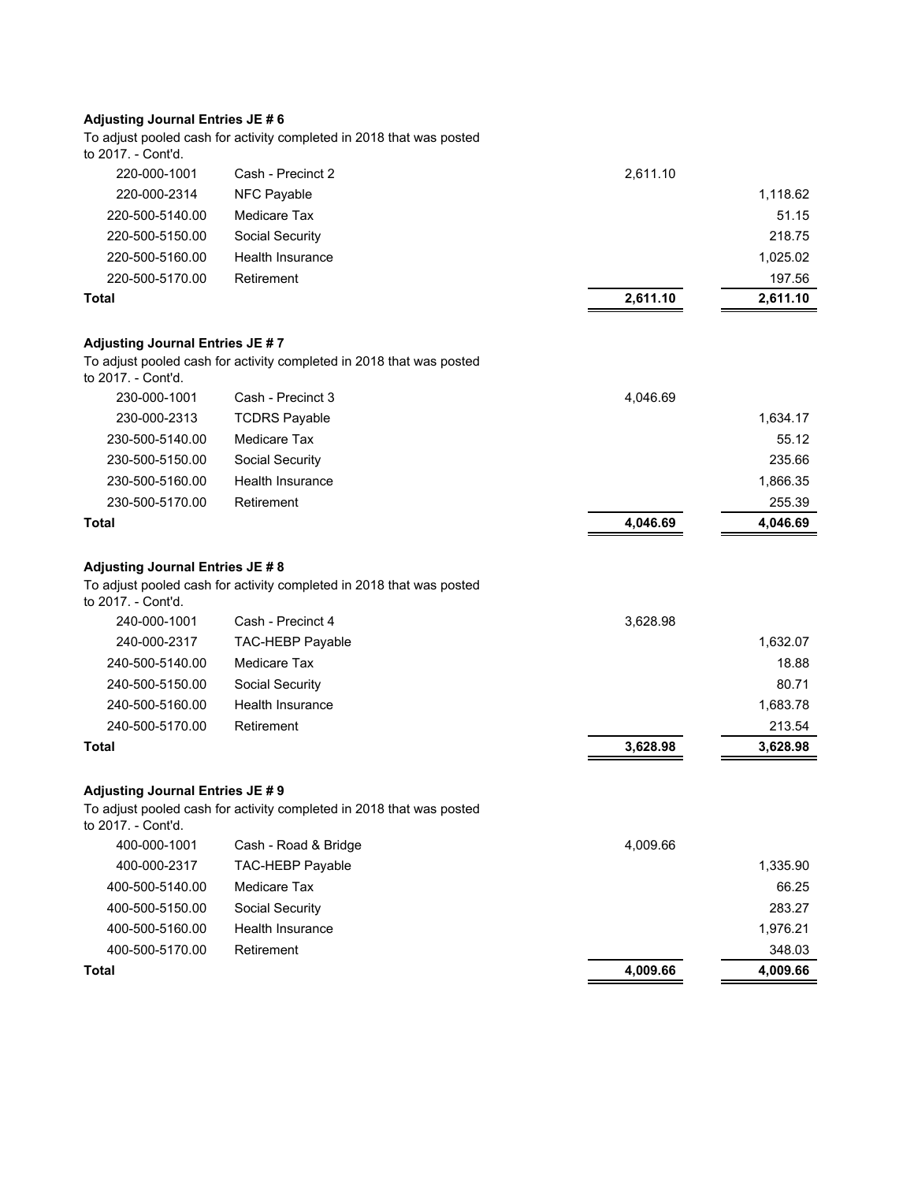**Adjusting Journal Entries JE # 6**

To adjust pooled cash for activity completed in 2018 that was posted to 2017. - Cont'd.

| Account | Description | Debit | Credit |
|---|---|---|---|
| 220-000-1001 | Cash - Precinct 2 | 2,611.10 | |
| 220-000-2314 | NFC Payable | | 1,118.62 |
| 220-500-5140.00 | Medicare Tax | | 51.15 |
| 220-500-5150.00 | Social Security | | 218.75 |
| 220-500-5160.00 | Health Insurance | | 1,025.02 |
| 220-500-5170.00 | Retirement | | 197.56 |
| **Total** | | **2,611.10** | **2,611.10** |

**Adjusting Journal Entries JE # 7**

To adjust pooled cash for activity completed in 2018 that was posted to 2017. - Cont'd.

| Account | Description | Debit | Credit |
|---|---|---|---|
| 230-000-1001 | Cash - Precinct 3 | 4,046.69 | |
| 230-000-2313 | TCDRS Payable | | 1,634.17 |
| 230-500-5140.00 | Medicare Tax | | 55.12 |
| 230-500-5150.00 | Social Security | | 235.66 |
| 230-500-5160.00 | Health Insurance | | 1,866.35 |
| 230-500-5170.00 | Retirement | | 255.39 |
| **Total** | | **4,046.69** | **4,046.69** |

**Adjusting Journal Entries JE # 8**

To adjust pooled cash for activity completed in 2018 that was posted to 2017. - Cont'd.

| Account | Description | Debit | Credit |
|---|---|---|---|
| 240-000-1001 | Cash - Precinct 4 | 3,628.98 | |
| 240-000-2317 | TAC-HEBP Payable | | 1,632.07 |
| 240-500-5140.00 | Medicare Tax | | 18.88 |
| 240-500-5150.00 | Social Security | | 80.71 |
| 240-500-5160.00 | Health Insurance | | 1,683.78 |
| 240-500-5170.00 | Retirement | | 213.54 |
| **Total** | | **3,628.98** | **3,628.98** |

**Adjusting Journal Entries JE # 9**

To adjust pooled cash for activity completed in 2018 that was posted to 2017. - Cont'd.

| Account | Description | Debit | Credit |
|---|---|---|---|
| 400-000-1001 | Cash - Road & Bridge | 4,009.66 | |
| 400-000-2317 | TAC-HEBP Payable | | 1,335.90 |
| 400-500-5140.00 | Medicare Tax | | 66.25 |
| 400-500-5150.00 | Social Security | | 283.27 |
| 400-500-5160.00 | Health Insurance | | 1,976.21 |
| 400-500-5170.00 | Retirement | | 348.03 |
| **Total** | | **4,009.66** | **4,009.66** |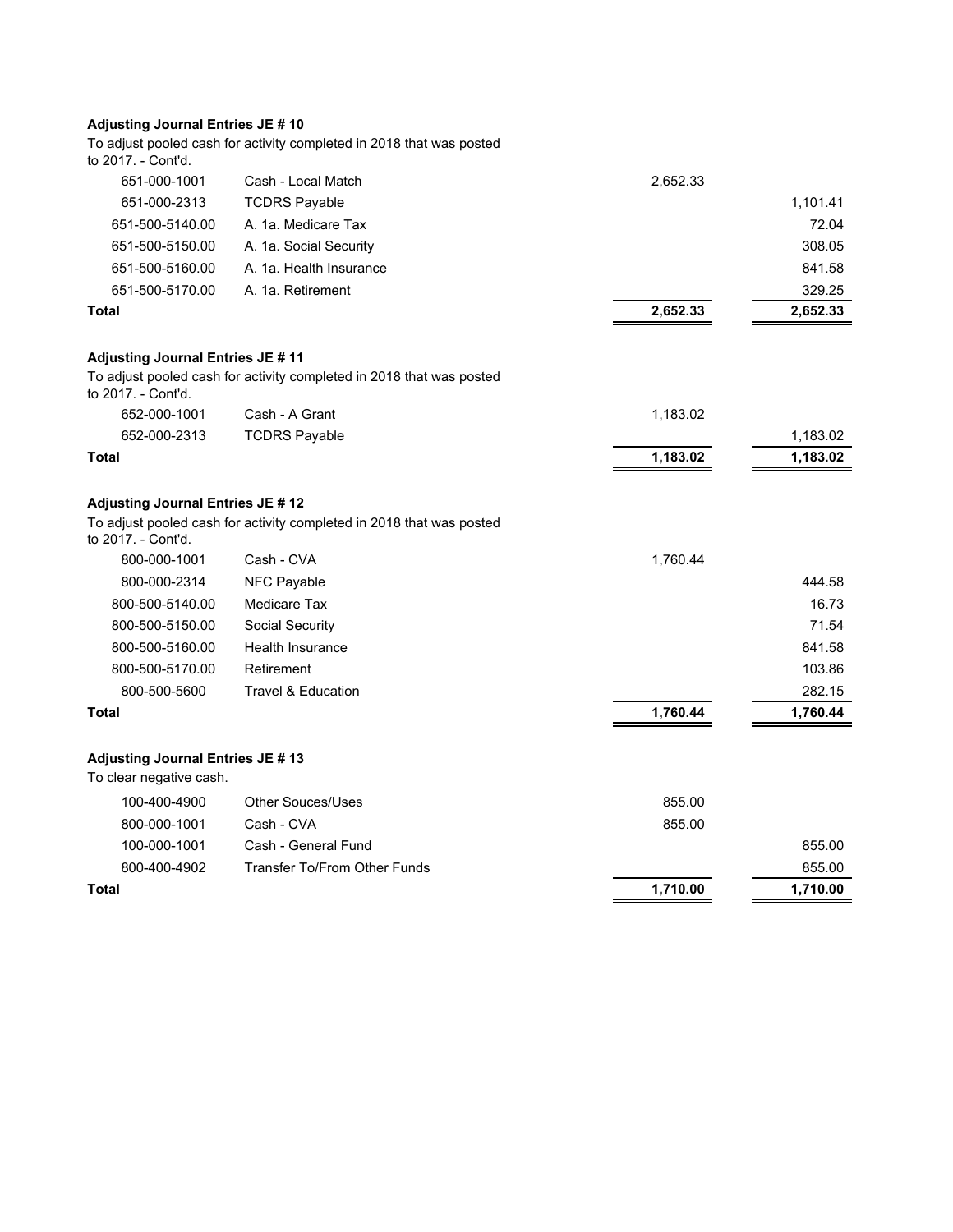**Adjusting Journal Entries JE # 10**

To adjust pooled cash for activity completed in 2018 that was posted to 2017. - Cont'd.

| | | | |
|---|---|---|---|
| 651-000-1001 | Cash - Local Match | 2,652.33 | |
| 651-000-2313 | TCDRS Payable | | 1,101.41 |
| 651-500-5140.00 | A. 1a. Medicare Tax | | 72.04 |
| 651-500-5150.00 | A. 1a. Social Security | | 308.05 |
| 651-500-5160.00 | A. 1a. Health Insurance | | 841.58 |
| 651-500-5170.00 | A. 1a. Retirement | | 329.25 |
| **Total** | | **2,652.33** | **2,652.33** |

**Adjusting Journal Entries JE # 11**

To adjust pooled cash for activity completed in 2018 that was posted to 2017. - Cont'd.

| | | | |
|---|---|---|---|
| 652-000-1001 | Cash - A Grant | 1,183.02 | |
| 652-000-2313 | TCDRS Payable | | 1,183.02 |
| **Total** | | **1,183.02** | **1,183.02** |

**Adjusting Journal Entries JE # 12**

To adjust pooled cash for activity completed in 2018 that was posted to 2017. - Cont'd.

| | | | |
|---|---|---|---|
| 800-000-1001 | Cash - CVA | 1,760.44 | |
| 800-000-2314 | NFC Payable | | 444.58 |
| 800-500-5140.00 | Medicare Tax | | 16.73 |
| 800-500-5150.00 | Social Security | | 71.54 |
| 800-500-5160.00 | Health Insurance | | 841.58 |
| 800-500-5170.00 | Retirement | | 103.86 |
| 800-500-5600 | Travel & Education | | 282.15 |
| **Total** | | **1,760.44** | **1,760.44** |

**Adjusting Journal Entries JE # 13**

To clear negative cash.

| | | | |
|---|---|---|---|
| 100-400-4900 | Other Souces/Uses | 855.00 | |
| 800-000-1001 | Cash - CVA | 855.00 | |
| 100-000-1001 | Cash - General Fund | | 855.00 |
| 800-400-4902 | Transfer To/From Other Funds | | 855.00 |
| **Total** | | **1,710.00** | **1,710.00** |